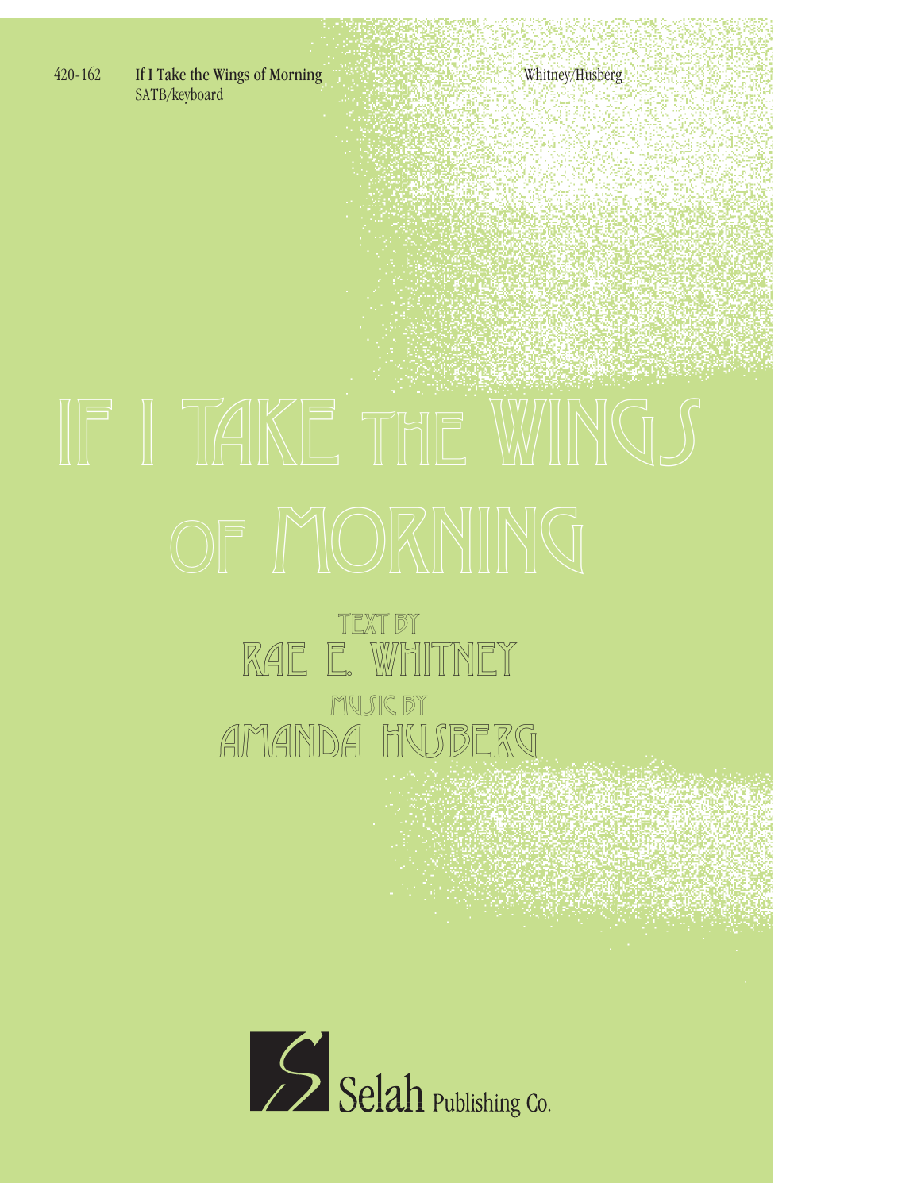420-162 **If I Take the Wings of Morning** Whitney/Husberg
SATB/keyboard

# IF I TAKE THE WINGS OF MORNING

TEXT BY
## RAE E. WHITNEY

MUSIC BY
## AMANDA HUSBERG

Selah Publishing Co.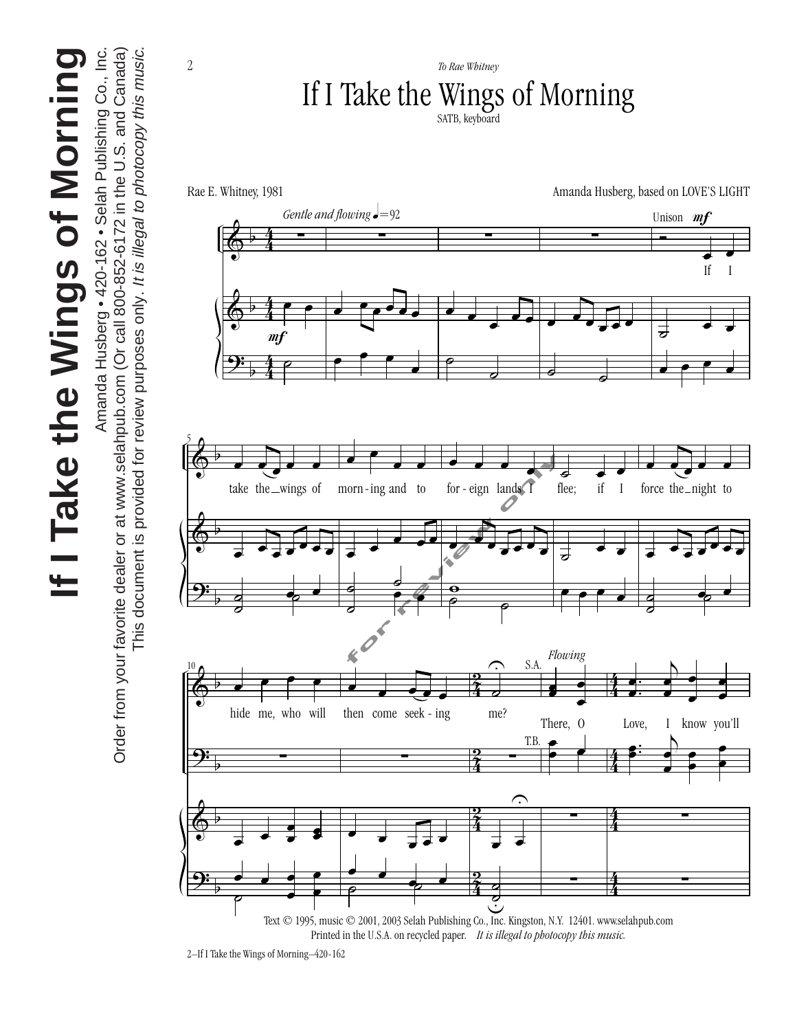*To Rae Whitney*

# If I Take the Wings of Morning

SATB, keyboard

Rae E. Whitney, 1981

Amanda Husberg, based on LOVE'S LIGHT

*Gentle and flowing* ♩=92

Unison *mf*

If I take the wings of morn-ing and to for-eign lands I flee; if I force the night to hide me, who will then come seek-ing me?

S.A. *Flowing*

There, O Love, I know you'll

T.B.

Text © 1995, music © 2001, 2003 Selah Publishing Co., Inc. Kingston, N.Y. 12401. www.selahpub.com
Printed in the U.S.A. on recycled paper. *It is illegal to photocopy this music.*

2—If I Take the Wings of Morning—420-162

**If I Take the Wings of Morning**

Amanda Husberg • 420-162 • Selah Publishing Co., Inc.

Order from your favorite dealer or at www.selahpub.com (Or call 800-852-6172 in the U.S. and Canada)

This document is provided for review purposes only. *It is illegal to photocopy this music.*

for review only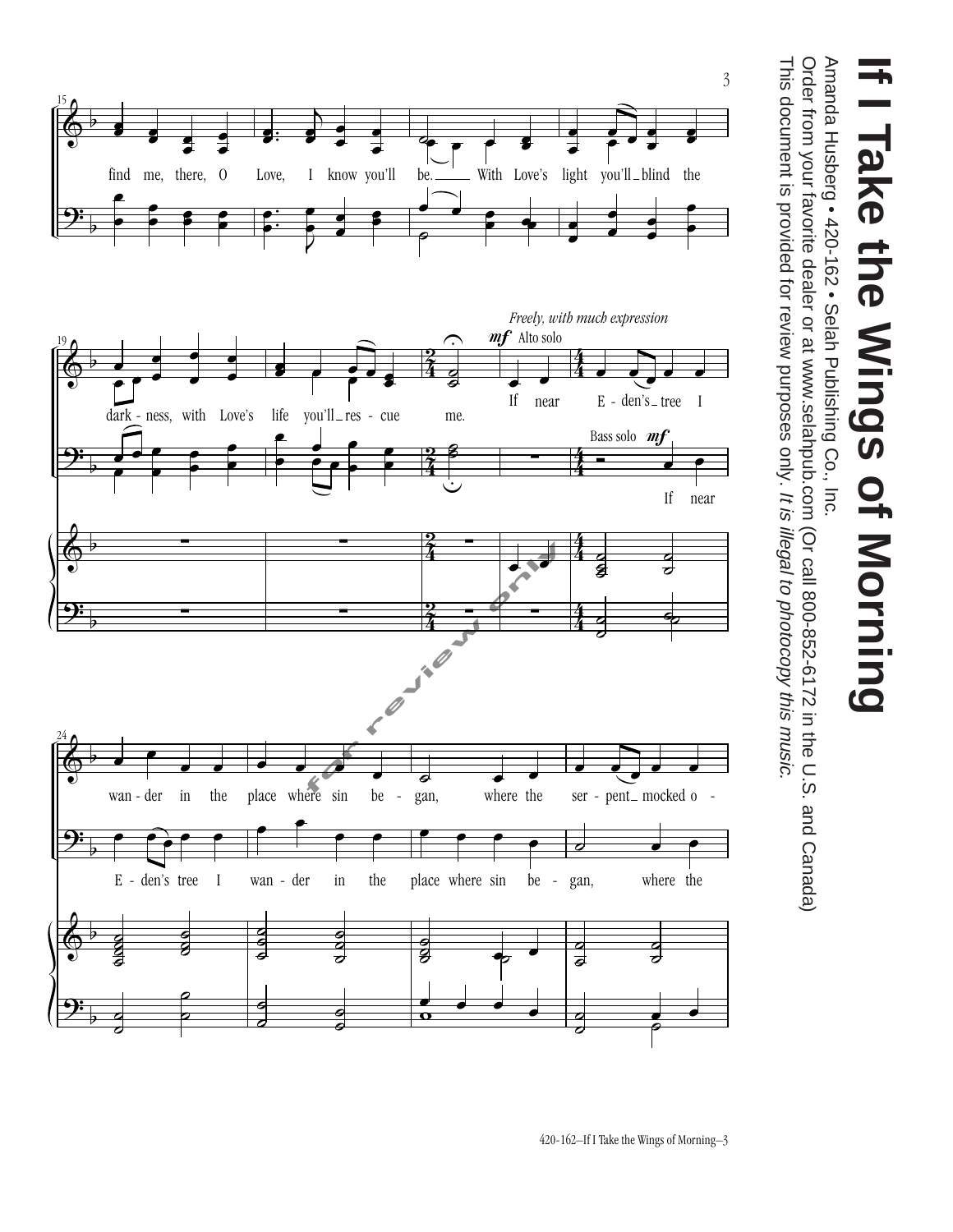# If I Take the Wings of Morning

Amanda Husberg • 420-162 • Selah Publishing Co., Inc.

Order from your favorite dealer or at www.selahpub.com (Or call 800-852-6172 in the U.S. and Canada)

This document is provided for review purposes only. *It is illegal to photocopy this music.*

find me, there, O Love, I know you'll be. With Love's light you'll blind the

dark - ness, with Love's life you'll res - cue me.

*Freely, with much expression*

**mf** Alto solo

If near E - den's tree I

Bass solo **mf**

If near

wan - der in the place where sin be - gan, where the ser - pent mocked o -

E - den's tree I wan - der in the place where sin be - gan, where the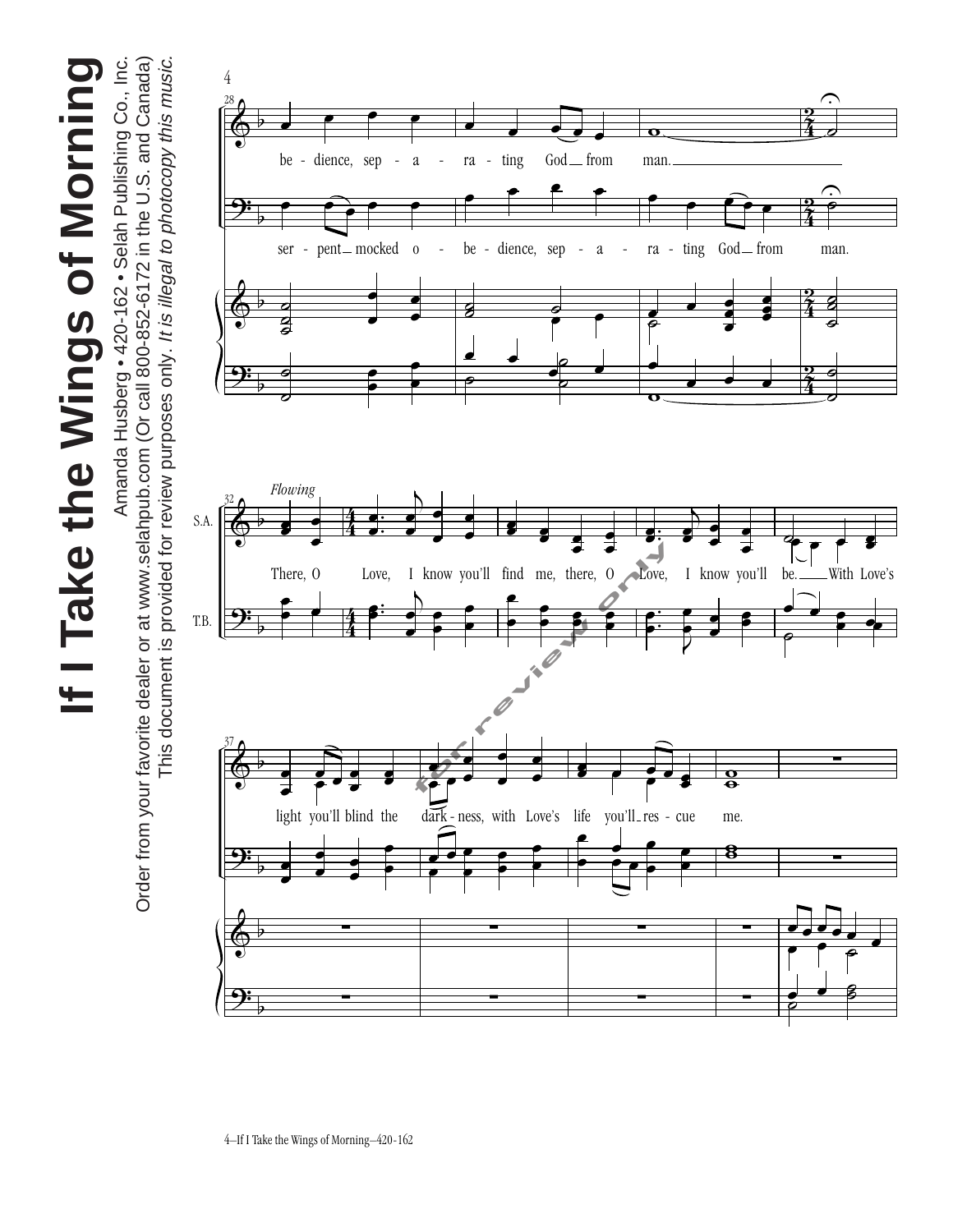**If I Take the Wings of Morning**

Amanda Husberg • 420-162 • Selah Publishing Co., Inc.

Order from your favorite dealer or at www.selahpub.com (Or call 800-852-6172 in the U.S. and Canada)

This document is provided for review purposes only. *It is illegal to photocopy this music.*

28

be - dience, sep - a - ra - ting God from man.

ser - pent mocked o - be - dience, sep - a - ra - ting God from man.

32 *Flowing*

S.A. / T.B.

There, O Love, I know you'll find me, there, O Love, I know you'll be. With Love's

37

light you'll blind the dark - ness, with Love's life you'll res - cue me.

for review only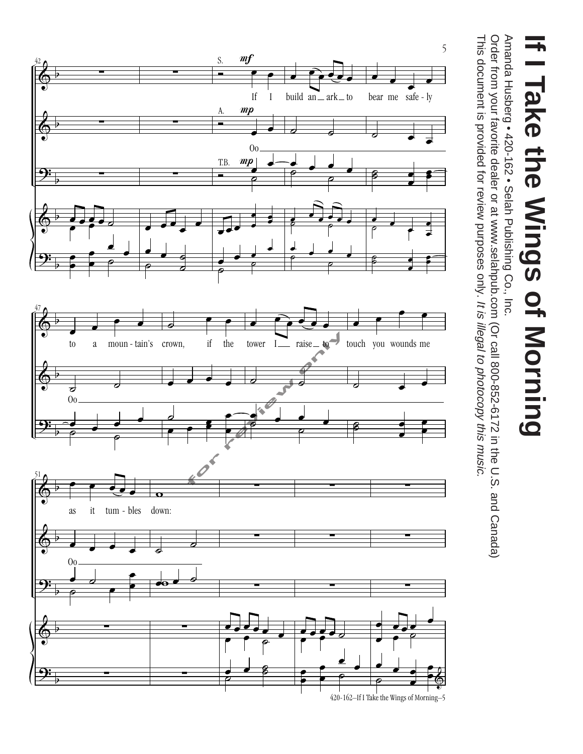# If I Take the Wings of Morning

Amanda Husberg • 420-162 • Selah Publishing Co., Inc.

Order from your favorite dealer or at www.selahpub.com (Or call 800-852-6172 in the U.S. and Canada)

This document is provided for review purposes only. *It is illegal to photocopy this music.*

S. *mf*

If I build an ark to bear me safe-ly to a moun-tain's crown, if the tower I raise to touch you wounds me as it tum-bles down:

A. *mp*

Oo Oo Oo

T.B. *mp*

for review only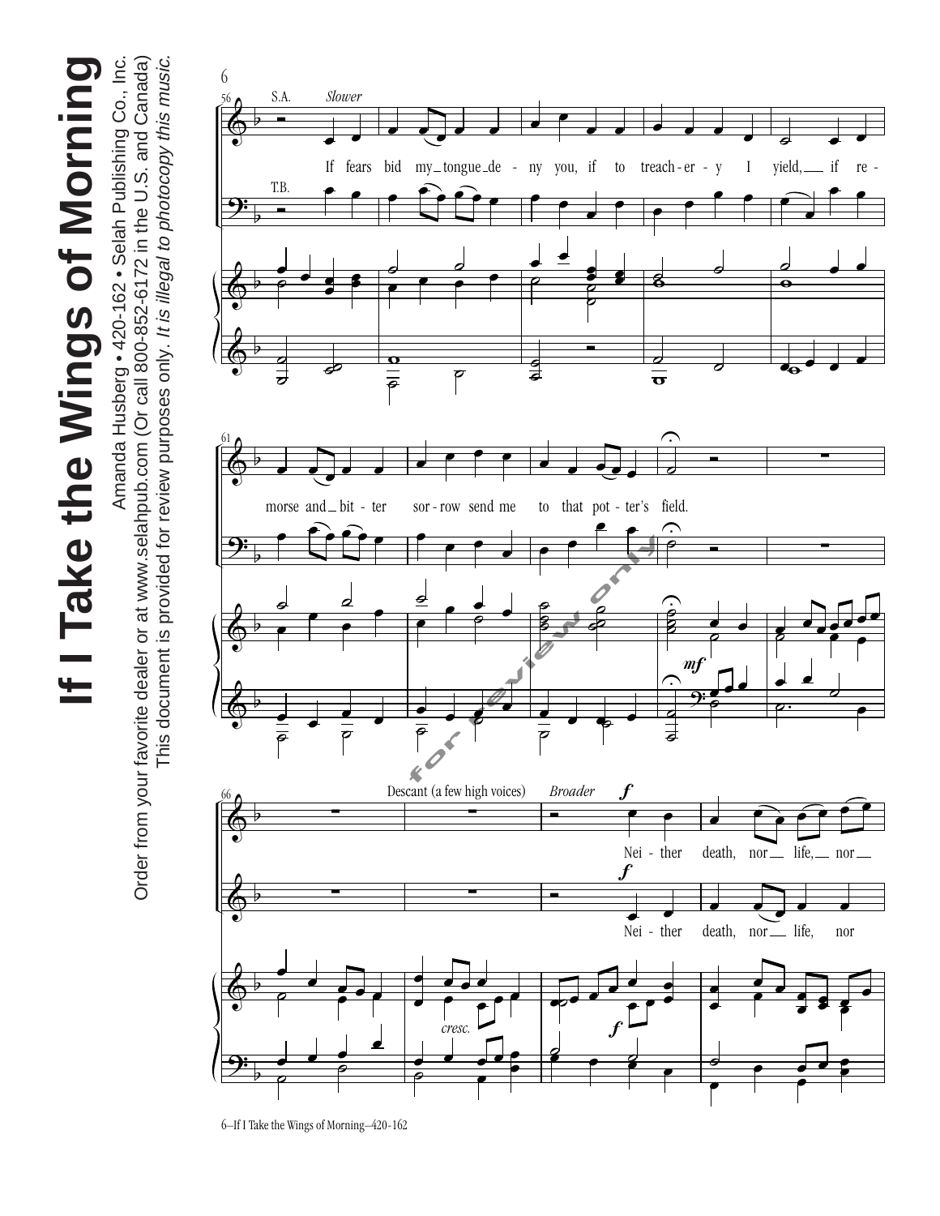S.A. *Slower*

If fears bid my tongue de - ny you, if to treach - er - y I yield, if re - morse and bit - ter sor - row send me to that pot - ter's field.

T.B.

*mf*

*cresc.*

Descant (a few high voices) *Broader*

*f*

Nei - ther death, nor life, nor

*f*

Nei - ther death, nor life, nor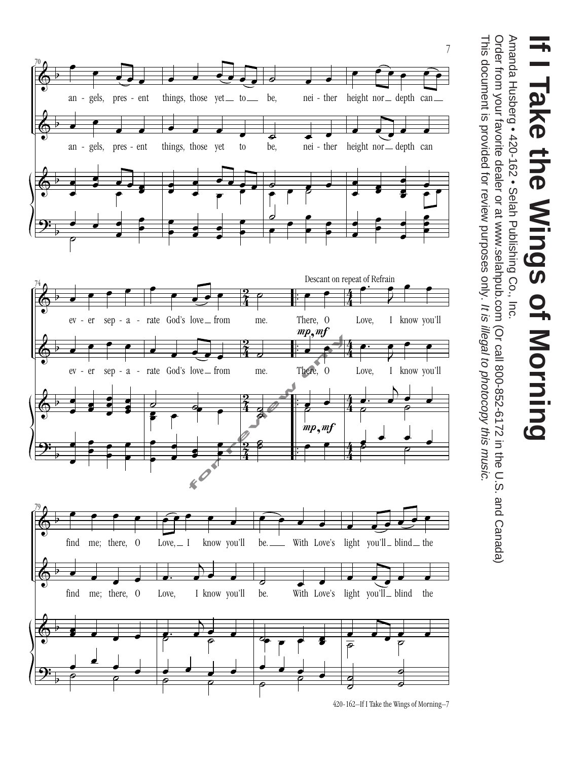# If I Take the Wings of Morning

Amanda Husberg • 420-162 • Selah Publishing Co., Inc.

Order from your favorite dealer or at www.selahpub.com (Or call 800-852-6172 in the U.S. and Canada)

This document is provided for review purposes only. *It is illegal to photocopy this music.*

70

an - gels, pres - ent things, those yet to be, nei - ther height nor depth can

an - gels, pres - ent things, those yet to be, nei - ther height nor depth can

74

ev - er sep - a - rate God's love from me. There, O Love, I know you'll

Descant on repeat of Refrain

*mp, mf*

ev - er sep - a - rate God's love from me. There, O Love, I know you'll

*mp, mf*

79

find me; there, O Love, I know you'll be. With Love's light you'll blind the

find me; there, O Love, I know you'll be. With Love's light you'll blind the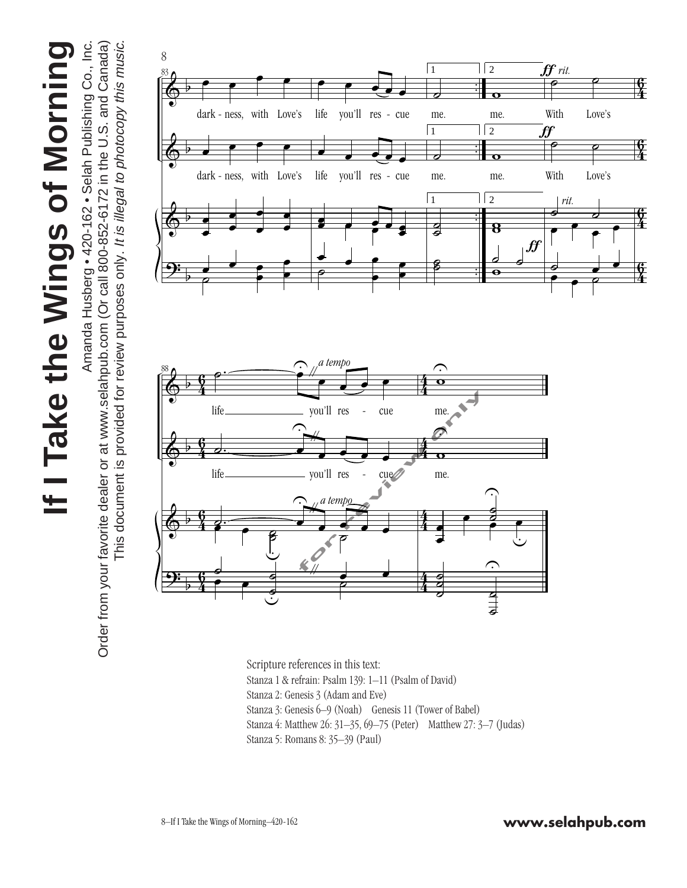Scripture references in this text:

Stanza 1 & refrain: Psalm 139: 1–11 (Psalm of David)

Stanza 2: Genesis 3 (Adam and Eve)

Stanza 3: Genesis 6–9 (Noah) Genesis 11 (Tower of Babel)

Stanza 4: Matthew 26: 31–35, 69–75 (Peter) Matthew 27: 3–7 (Judas)

Stanza 5: Romans 8: 35–39 (Paul)